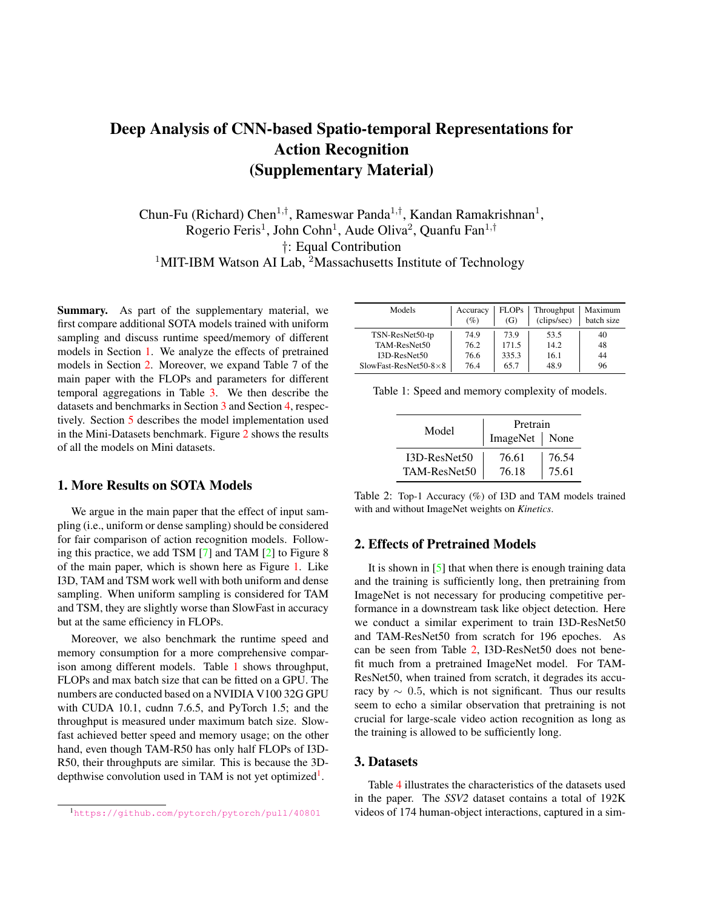# Deep Analysis of CNN-based Spatio-temporal Representations for Action Recognition (Supplementary Material)

Chun-Fu (Richard) Chen[1,†], Rameswar Panda[1,†], Kandan Ramakrishnan[1], Rogerio Feris[1], John Cohn[1], Aude Oliva[2], Quanfu Fan[1,†]

†: Equal Contribution

[1]MIT-IBM Watson AI Lab, [2]Massachusetts Institute of Technology

**Summary.** As part of the supplementary material, we first compare additional SOTA models trained with uniform sampling and discuss runtime speed/memory of different models in Section 1. We analyze the effects of pretrained models in Section 2. Moreover, we expand Table 7 of the main paper with the FLOPs and parameters for different temporal aggregations in Table 3. We then describe the datasets and benchmarks in Section 3 and Section 4, respectively. Section 5 describes the model implementation used in the Mini-Datasets benchmark. Figure 2 shows the results of all the models on Mini datasets.

## 1. More Results on SOTA Models

We argue in the main paper that the effect of input sampling (i.e., uniform or dense sampling) should be considered for fair comparison of action recognition models. Following this practice, we add TSM [7] and TAM [2] to Figure 8 of the main paper, which is shown here as Figure 1. Like I3D, TAM and TSM work well with both uniform and dense sampling. When uniform sampling is considered for TAM and TSM, they are slightly worse than SlowFast in accuracy but at the same efficiency in FLOPs.

Moreover, we also benchmark the runtime speed and memory consumption for a more comprehensive comparison among different models. Table 1 shows throughput, FLOPs and max batch size that can be fitted on a GPU. The numbers are conducted based on a NVIDIA V100 32G GPU with CUDA 10.1, cudnn 7.6.5, and PyTorch 1.5; and the throughput is measured under maximum batch size. Slowfast achieved better speed and memory usage; on the other hand, even though TAM-R50 has only half FLOPs of I3D-R50, their throughputs are similar. This is because the 3D-depthwise convolution used in TAM is not yet optimized[1].

[1]https://github.com/pytorch/pytorch/pull/40801

| Models | Accuracy (%) | FLOPs (G) | Throughput (clips/sec) | Maximum batch size |
|---|---|---|---|---|
| TSN-ResNet50-tp | 74.9 | 73.9 | 53.5 | 40 |
| TAM-ResNet50 | 76.2 | 171.5 | 14.2 | 48 |
| I3D-ResNet50 | 76.6 | 335.3 | 16.1 | 44 |
| SlowFast-ResNet50-8×8 | 76.4 | 65.7 | 48.9 | 96 |

Table 1: Speed and memory complexity of models.

| Model | Pretrain | |
|---|---|---|
| | ImageNet | None |
| I3D-ResNet50 | 76.61 | 76.54 |
| TAM-ResNet50 | 76.18 | 75.61 |

Table 2: Top-1 Accuracy (%) of I3D and TAM models trained with and without ImageNet weights on *Kinetics*.

## 2. Effects of Pretrained Models

It is shown in [5] that when there is enough training data and the training is sufficiently long, then pretraining from ImageNet is not necessary for producing competitive performance in a downstream task like object detection. Here we conduct a similar experiment to train I3D-ResNet50 and TAM-ResNet50 from scratch for 196 epoches. As can be seen from Table 2, I3D-ResNet50 does not benefit much from a pretrained ImageNet model. For TAM-ResNet50, when trained from scratch, it degrades its accuracy by $\sim 0.5$, which is not significant. Thus our results seem to echo a similar observation that pretraining is not crucial for large-scale video action recognition as long as the training is allowed to be sufficiently long.

## 3. Datasets

Table 4 illustrates the characteristics of the datasets used in the paper. The *SSV2* dataset contains a total of 192K videos of 174 human-object interactions, captured in a sim-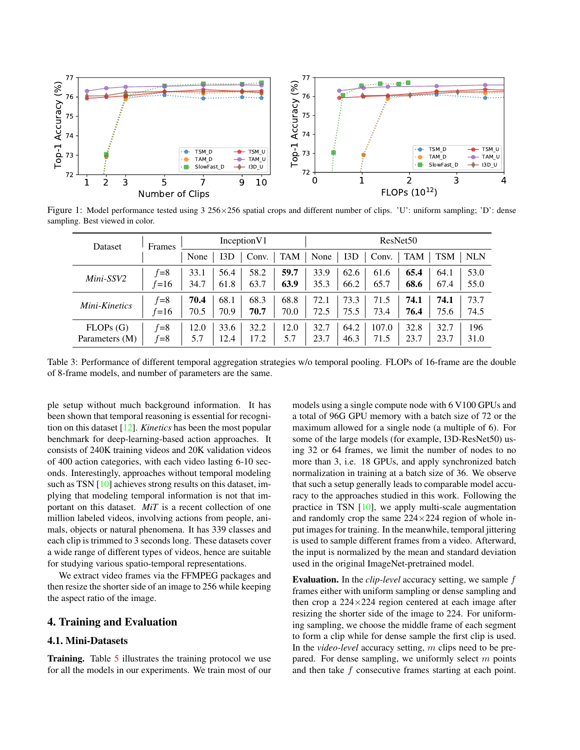Figure 1: Model performance tested using 3 256×256 spatial crops and different number of clips. 'U': uniform sampling; 'D': dense sampling. Best viewed in color.

| Dataset | Frames | InceptionV1 | | | | ResNet50 | | | | | |
|---|---|---|---|---|---|---|---|---|---|---|---|
| | | None | I3D | Conv. | TAM | None | I3D | Conv. | TAM | TSM | NLN |
| *Mini-SSV2* | $f$=8 | 33.1 | 56.4 | 58.2 | **59.7** | 33.9 | 62.6 | 61.6 | **65.4** | 64.1 | 53.0 |
| | $f$=16 | 34.7 | 61.8 | 63.7 | **63.9** | 35.3 | 66.2 | 65.7 | **68.6** | 67.4 | 55.0 |
| *Mini-Kinetics* | $f$=8 | **70.4** | 68.1 | 68.3 | 68.8 | 72.1 | 73.3 | 71.5 | **74.1** | **74.1** | 73.7 |
| | $f$=16 | 70.5 | 70.9 | **70.7** | 70.0 | 72.5 | 75.5 | 73.4 | **76.4** | 75.6 | 74.5 |
| FLOPs (G) | $f$=8 | 12.0 | 33.6 | 32.2 | 12.0 | 32.7 | 64.2 | 107.0 | 32.8 | 32.7 | 196 |
| Parameters (M) | $f$=8 | 5.7 | 12.4 | 17.2 | 5.7 | 23.7 | 46.3 | 71.5 | 23.7 | 23.7 | 31.0 |

Table 3: Performance of different temporal aggregation strategies w/o temporal pooling. FLOPs of 16-frame are the double of 8-frame models, and number of parameters are the same.

ple setup without much background information. It has been shown that temporal reasoning is essential for recognition on this dataset [12]. *Kinetics* has been the most popular benchmark for deep-learning-based action approaches. It consists of 240K training videos and 20K validation videos of 400 action categories, with each video lasting 6-10 seconds. Interestingly, approaches without temporal modeling such as TSN [10] achieves strong results on this dataset, implying that modeling temporal information is not that important on this dataset. *MiT* is a recent collection of one million labeled videos, involving actions from people, animals, objects or natural phenomena. It has 339 classes and each clip is trimmed to 3 seconds long. These datasets cover a wide range of different types of videos, hence are suitable for studying various spatio-temporal representations.

We extract video frames via the FFMPEG packages and then resize the shorter side of an image to 256 while keeping the aspect ratio of the image.

## 4. Training and Evaluation

### 4.1. Mini-Datasets

**Training.** Table 5 illustrates the training protocol we use for all the models in our experiments. We train most of our models using a single compute node with 6 V100 GPUs and a total of 96G GPU memory with a batch size of 72 or the maximum allowed for a single node (a multiple of 6). For some of the large models (for example, I3D-ResNet50) using 32 or 64 frames, we limit the number of nodes to no more than 3, i.e. 18 GPUs, and apply synchronized batch normalization in training at a batch size of 36. We observe that such a setup generally leads to comparable model accuracy to the approaches studied in this work. Following the practice in TSN [10], we apply multi-scale augmentation and randomly crop the same 224×224 region of whole input images for training. In the meanwhile, temporal jittering is used to sample different frames from a video. Afterward, the input is normalized by the mean and standard deviation used in the original ImageNet-pretrained model.

**Evaluation.** In the *clip-level* accuracy setting, we sample $f$ frames either with uniform sampling or dense sampling and then crop a 224×224 region centered at each image after resizing the shorter side of the image to 224. For uniforming sampling, we choose the middle frame of each segment to form a clip while for dense sample the first clip is used. In the *video-level* accuracy setting, $m$ clips need to be prepared. For dense sampling, we uniformly select $m$ points and then take $f$ consecutive frames starting at each point.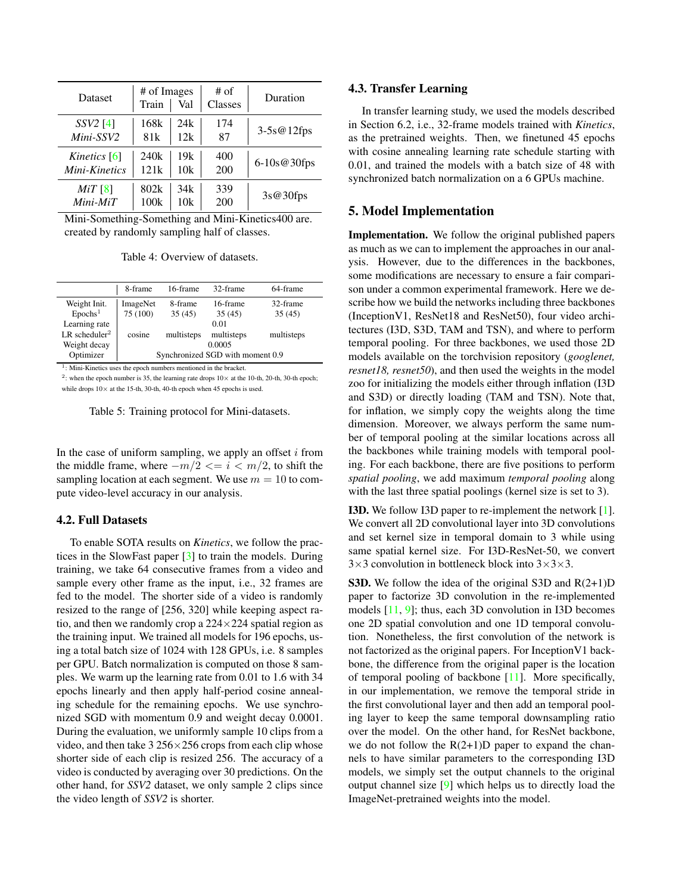| Dataset | # of Images Train | # of Images Val | # of Classes | Duration |
|---|---|---|---|---|
| *SSV2* [4] | 168k | 24k | 174 | 3-5s@12fps |
| *Mini-SSV2* | 81k | 12k | 87 | |
| *Kinetics* [6] | 240k | 19k | 400 | 6-10s@30fps |
| *Mini-Kinetics* | 121k | 10k | 200 | |
| *MiT* [8] | 802k | 34k | 339 | 3s@30fps |
| *Mini-MiT* | 100k | 10k | 200 | |

Mini-Something-Something and Mini-Kinetics400 are. created by randomly sampling half of classes.

Table 4: Overview of datasets.

| | 8-frame | 16-frame | 32-frame | 64-frame |
|---|---|---|---|---|
| Weight Init. | ImageNet | 8-frame | 16-frame | 32-frame |
| Epochs[1] | 75 (100) | 35 (45) | 35 (45) | 35 (45) |
| Learning rate | 0.01 | | | |
| LR scheduler[2] | cosine | multisteps | multisteps | multisteps |
| Weight decay | 0.0005 | | | |
| Optimizer | Synchronized SGD with moment 0.9 | | | |

[1]: Mini-Kinetics uses the epoch numbers mentioned in the bracket.
[2]: when the epoch number is 35, the learning rate drops 10× at the 10-th, 20-th, 30-th epoch; while drops 10× at the 15-th, 30-th, 40-th epoch when 45 epochs is used.

Table 5: Training protocol for Mini-datasets.

In the case of uniform sampling, we apply an offset $i$ from the middle frame, where $-m/2 <= i < m/2$, to shift the sampling location at each segment. We use $m = 10$ to compute video-level accuracy in our analysis.

### 4.2. Full Datasets

To enable SOTA results on *Kinetics*, we follow the practices in the SlowFast paper [3] to train the models. During training, we take 64 consecutive frames from a video and sample every other frame as the input, i.e., 32 frames are fed to the model. The shorter side of a video is randomly resized to the range of [256, 320] while keeping aspect ratio, and then we randomly crop a 224×224 spatial region as the training input. We trained all models for 196 epochs, using a total batch size of 1024 with 128 GPUs, i.e. 8 samples per GPU. Batch normalization is computed on those 8 samples. We warm up the learning rate from 0.01 to 1.6 with 34 epochs linearly and then apply half-period cosine annealing schedule for the remaining epochs. We use synchronized SGD with momentum 0.9 and weight decay 0.0001. During the evaluation, we uniformly sample 10 clips from a video, and then take 3 256×256 crops from each clip whose shorter side of each clip is resized 256. The accuracy of a video is conducted by averaging over 30 predictions. On the other hand, for *SSV2* dataset, we only sample 2 clips since the video length of *SSV2* is shorter.

### 4.3. Transfer Learning

In transfer learning study, we used the models described in Section 6.2, i.e., 32-frame models trained with *Kinetics*, as the pretrained weights. Then, we finetuned 45 epochs with cosine annealing learning rate schedule starting with 0.01, and trained the models with a batch size of 48 with synchronized batch normalization on a 6 GPUs machine.

## 5. Model Implementation

**Implementation.** We follow the original published papers as much as we can to implement the approaches in our analysis. However, due to the differences in the backbones, some modifications are necessary to ensure a fair comparison under a common experimental framework. Here we describe how we build the networks including three backbones (InceptionV1, ResNet18 and ResNet50), four video architectures (I3D, S3D, TAM and TSN), and where to perform temporal pooling. For three backbones, we used those 2D models available on the torchvision repository (*googlenet, resnet18, resnet50*), and then used the weights in the model zoo for initializing the models either through inflation (I3D and S3D) or directly loading (TAM and TSN). Note that, for inflation, we simply copy the weights along the time dimension. Moreover, we always perform the same number of temporal pooling at the similar locations across all the backbones while training models with temporal pooling. For each backbone, there are five positions to perform *spatial pooling*, we add maximum *temporal pooling* along with the last three spatial poolings (kernel size is set to 3).

**I3D.** We follow I3D paper to re-implement the network [1]. We convert all 2D convolutional layer into 3D convolutions and set kernel size in temporal domain to 3 while using same spatial kernel size. For I3D-ResNet-50, we convert 3×3 convolution in bottleneck block into 3×3×3.

**S3D.** We follow the idea of the original S3D and R(2+1)D paper to factorize 3D convolution in the re-implemented models [11, 9]; thus, each 3D convolution in I3D becomes one 2D spatial convolution and one 1D temporal convolution. Nonetheless, the first convolution of the network is not factorized as the original papers. For InceptionV1 backbone, the difference from the original paper is the location of temporal pooling of backbone [11]. More specifically, in our implementation, we remove the temporal stride in the first convolutional layer and then add an temporal pooling layer to keep the same temporal downsampling ratio over the model. On the other hand, for ResNet backbone, we do not follow the R(2+1)D paper to expand the channels to have similar parameters to the corresponding I3D models, we simply set the output channels to the original output channel size [9] which helps us to directly load the ImageNet-pretrained weights into the model.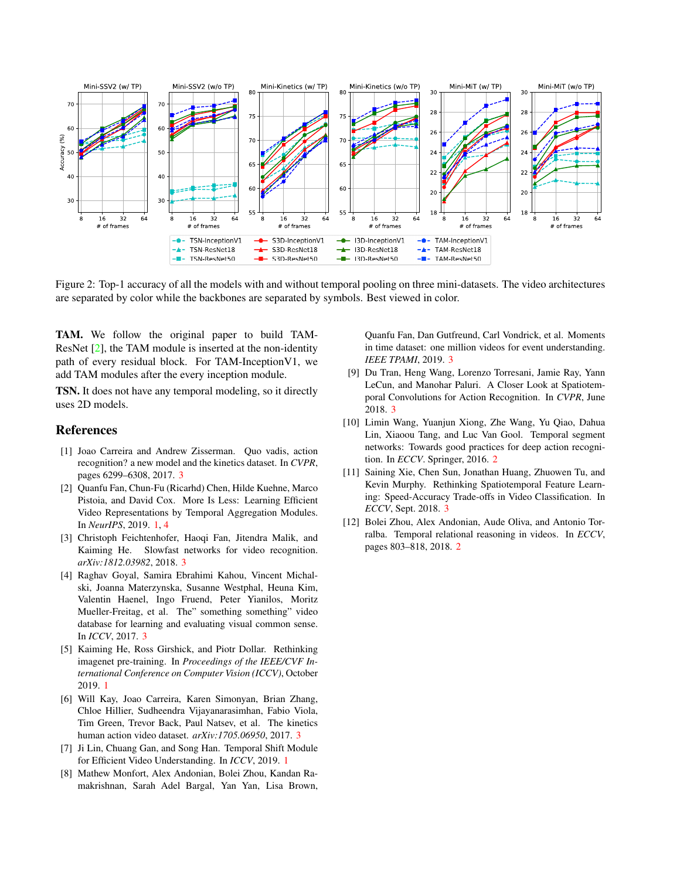Mini-SSV2 (w/ TP)
Mini-SSV2 (w/o TP)
Mini-Kinetics (w/ TP)
Mini-Kinetics (w/o TP)
Mini-MiT (w/ TP)
Mini-MiT (w/o TP)

Accuracy (%)

# of frames

8 16 32 64

TSN-InceptionV1
TSN-ResNet18
TSN-ResNet50
S3D-InceptionV1
S3D-ResNet18
S3D-ResNet50
I3D-InceptionV1
I3D-ResNet18
I3D-ResNet50
TAM-InceptionV1
TAM-ResNet18
TAM-ResNet50

Figure 2: Top-1 accuracy of all the models with and without temporal pooling on three mini-datasets. The video architectures are separated by color while the backbones are separated by symbols. Best viewed in color.

**TAM.** We follow the original paper to build TAM-ResNet [2], the TAM module is inserted at the non-identity path of every residual block. For TAM-InceptionV1, we add TAM modules after the every inception module.

**TSN.** It does not have any temporal modeling, so it directly uses 2D models.

## References

[1] Joao Carreira and Andrew Zisserman. Quo vadis, action recognition? a new model and the kinetics dataset. In *CVPR*, pages 6299–6308, 2017. 3

[2] Quanfu Fan, Chun-Fu (Ricarhd) Chen, Hilde Kuehne, Marco Pistoia, and David Cox. More Is Less: Learning Efficient Video Representations by Temporal Aggregation Modules. In *NeurIPS*, 2019. 1, 4

[3] Christoph Feichtenhofer, Haoqi Fan, Jitendra Malik, and Kaiming He. Slowfast networks for video recognition. *arXiv:1812.03982*, 2018. 3

[4] Raghav Goyal, Samira Ebrahimi Kahou, Vincent Michalski, Joanna Materzynska, Susanne Westphal, Heuna Kim, Valentin Haenel, Ingo Fruend, Peter Yianilos, Moritz Mueller-Freitag, et al. The" something something" video database for learning and evaluating visual common sense. In *ICCV*, 2017. 3

[5] Kaiming He, Ross Girshick, and Piotr Dollar. Rethinking imagenet pre-training. In *Proceedings of the IEEE/CVF International Conference on Computer Vision (ICCV)*, October 2019. 1

[6] Will Kay, Joao Carreira, Karen Simonyan, Brian Zhang, Chloe Hillier, Sudheendra Vijayanarasimhan, Fabio Viola, Tim Green, Trevor Back, Paul Natsev, et al. The kinetics human action video dataset. *arXiv:1705.06950*, 2017. 3

[7] Ji Lin, Chuang Gan, and Song Han. Temporal Shift Module for Efficient Video Understanding. In *ICCV*, 2019. 1

[8] Mathew Monfort, Alex Andonian, Bolei Zhou, Kandan Ramakrishnan, Sarah Adel Bargal, Yan Yan, Lisa Brown, Quanfu Fan, Dan Gutfreund, Carl Vondrick, et al. Moments in time dataset: one million videos for event understanding. *IEEE TPAMI*, 2019. 3

[9] Du Tran, Heng Wang, Lorenzo Torresani, Jamie Ray, Yann LeCun, and Manohar Paluri. A Closer Look at Spatiotemporal Convolutions for Action Recognition. In *CVPR*, June 2018. 3

[10] Limin Wang, Yuanjun Xiong, Zhe Wang, Yu Qiao, Dahua Lin, Xiaoou Tang, and Luc Van Gool. Temporal segment networks: Towards good practices for deep action recognition. In *ECCV*. Springer, 2016. 2

[11] Saining Xie, Chen Sun, Jonathan Huang, Zhuowen Tu, and Kevin Murphy. Rethinking Spatiotemporal Feature Learning: Speed-Accuracy Trade-offs in Video Classification. In *ECCV*, Sept. 2018. 3

[12] Bolei Zhou, Alex Andonian, Aude Oliva, and Antonio Torralba. Temporal relational reasoning in videos. In *ECCV*, pages 803–818, 2018. 2